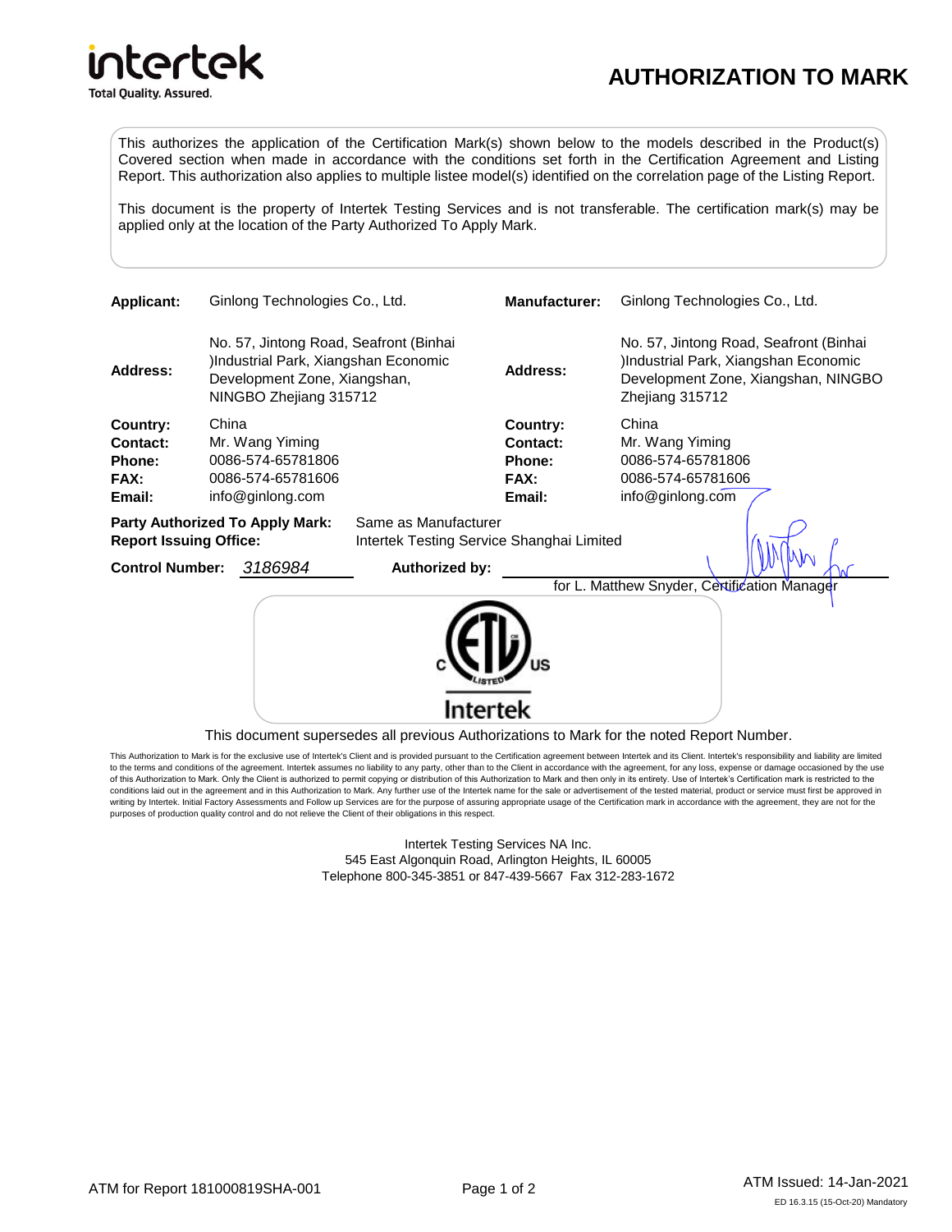intertek
Total Quality. Assured.

# AUTHORIZATION TO MARK

This authorizes the application of the Certification Mark(s) shown below to the models described in the Product(s) Covered section when made in accordance with the conditions set forth in the Certification Agreement and Listing Report. This authorization also applies to multiple listee model(s) identified on the correlation page of the Listing Report.

This document is the property of Intertek Testing Services and is not transferable. The certification mark(s) may be applied only at the location of the Party Authorized To Apply Mark.

| | | | |
|---|---|---|---|
| **Applicant:** | Ginlong Technologies Co., Ltd. | **Manufacturer:** | Ginlong Technologies Co., Ltd. |
| **Address:** | No. 57, Jintong Road, Seafront (Binhai )Industrial Park, Xiangshan Economic Development Zone, Xiangshan, NINGBO Zhejiang 315712 | **Address:** | No. 57, Jintong Road, Seafront (Binhai )Industrial Park, Xiangshan Economic Development Zone, Xiangshan, NINGBO Zhejiang 315712 |
| **Country:** | China | **Country:** | China |
| **Contact:** | Mr. Wang Yiming | **Contact:** | Mr. Wang Yiming |
| **Phone:** | 0086-574-65781806 | **Phone:** | 0086-574-65781806 |
| **FAX:** | 0086-574-65781606 | **FAX:** | 0086-574-65781606 |
| **Email:** | info@ginlong.com | **Email:** | info@ginlong.com |

**Party Authorized To Apply Mark:** Same as Manufacturer
**Report Issuing Office:** Intertek Testing Service Shanghai Limited

**Control Number:** *3186984* **Authorized by:** for L. Matthew Snyder, Certification Manager

C ETL LISTED US
Intertek

This document supersedes all previous Authorizations to Mark for the noted Report Number.

This Authorization to Mark is for the exclusive use of Intertek's Client and is provided pursuant to the Certification agreement between Intertek and its Client. Intertek's responsibility and liability are limited to the terms and conditions of the agreement. Intertek assumes no liability to any party, other than to the Client in accordance with the agreement, for any loss, expense or damage occasioned by the use of this Authorization to Mark. Only the Client is authorized to permit copying or distribution of this Authorization to Mark and then only in its entirety. Use of Intertek's Certification mark is restricted to the conditions laid out in the agreement and in this Authorization to Mark. Any further use of the Intertek name for the sale or advertisement of the tested material, product or service must first be approved in writing by Intertek. Initial Factory Assessments and Follow up Services are for the purpose of assuring appropriate usage of the Certification mark in accordance with the agreement, they are not for the purposes of production quality control and do not relieve the Client of their obligations in this respect.

Intertek Testing Services NA Inc.
545 East Algonquin Road, Arlington Heights, IL 60005
Telephone 800-345-3851 or 847-439-5667 Fax 312-283-1672

ATM for Report 181000819SHA-001

ATM Issued: 14-Jan-2021
ED 16.3.15 (15-Oct-20) Mandatory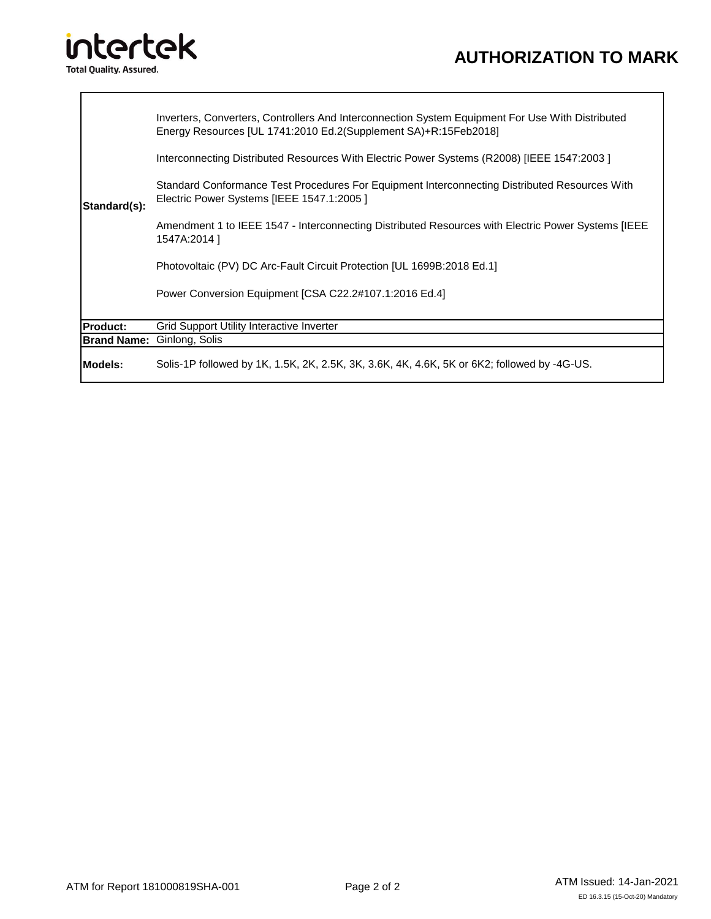# AUTHORIZATION TO MARK

| | |
|---|---|
| **Standard(s):** | Inverters, Converters, Controllers And Interconnection System Equipment For Use With Distributed Energy Resources [UL 1741:2010 Ed.2(Supplement SA)+R:15Feb2018]<br><br>Interconnecting Distributed Resources With Electric Power Systems (R2008) [IEEE 1547:2003 ]<br><br>Standard Conformance Test Procedures For Equipment Interconnecting Distributed Resources With Electric Power Systems [IEEE 1547.1:2005 ]<br><br>Amendment 1 to IEEE 1547 - Interconnecting Distributed Resources with Electric Power Systems [IEEE 1547A:2014 ]<br><br>Photovoltaic (PV) DC Arc-Fault Circuit Protection [UL 1699B:2018 Ed.1]<br><br>Power Conversion Equipment [CSA C22.2#107.1:2016 Ed.4] |
| **Product:** | Grid Support Utility Interactive Inverter |
| **Brand Name:** | Ginlong, Solis |
| **Models:** | Solis-1P followed by 1K, 1.5K, 2K, 2.5K, 3K, 3.6K, 4K, 4.6K, 5K or 6K2; followed by -4G-US. |

ATM for Report 181000819SHA-001

ATM Issued: 14-Jan-2021

ED 16.3.15 (15-Oct-20) Mandatory